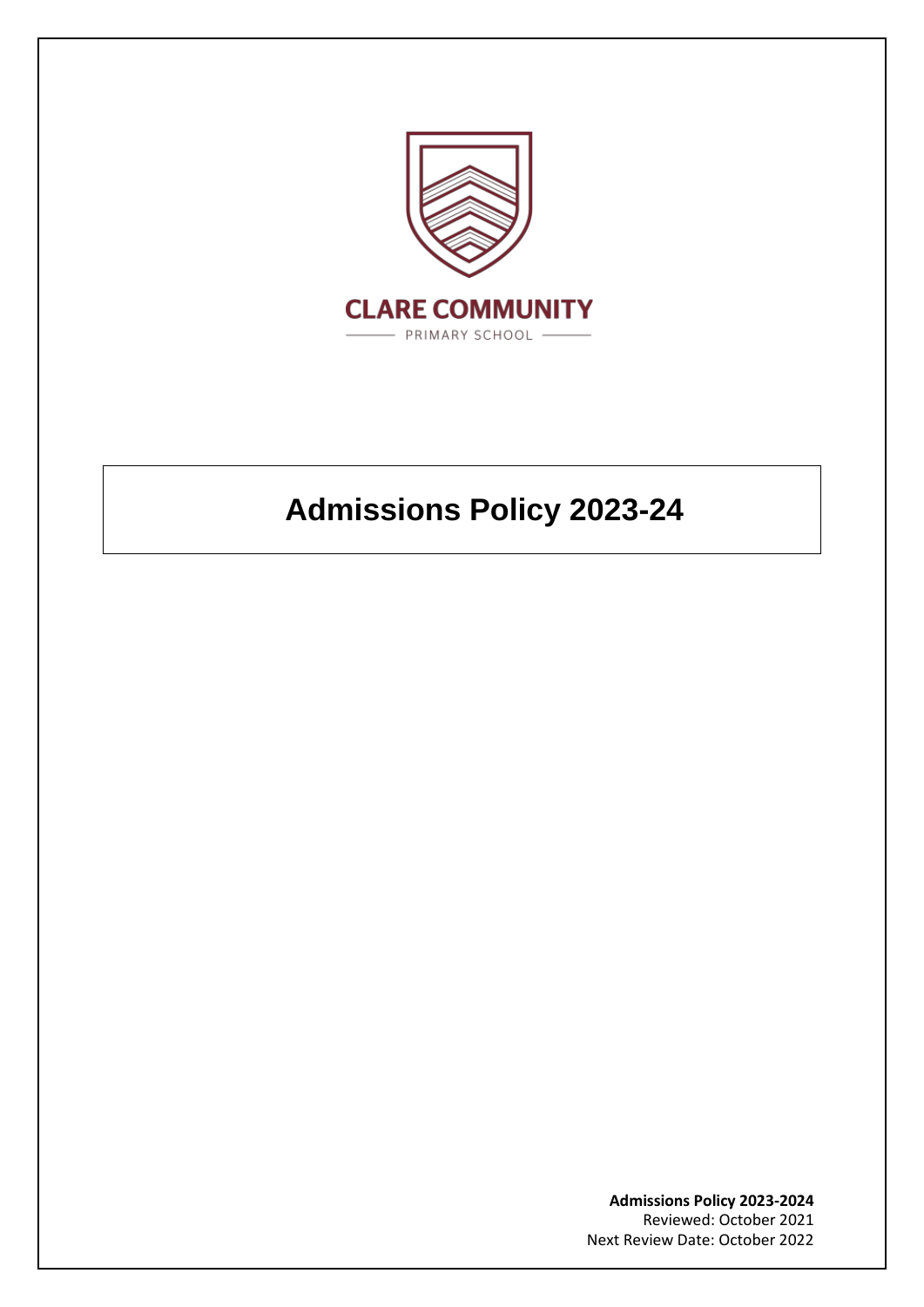CLARE COMMUNITY

PRIMARY SCHOOL

# Admissions Policy 2023-24

**Admissions Policy 2023-2024**
Reviewed: October 2021
Next Review Date: October 2022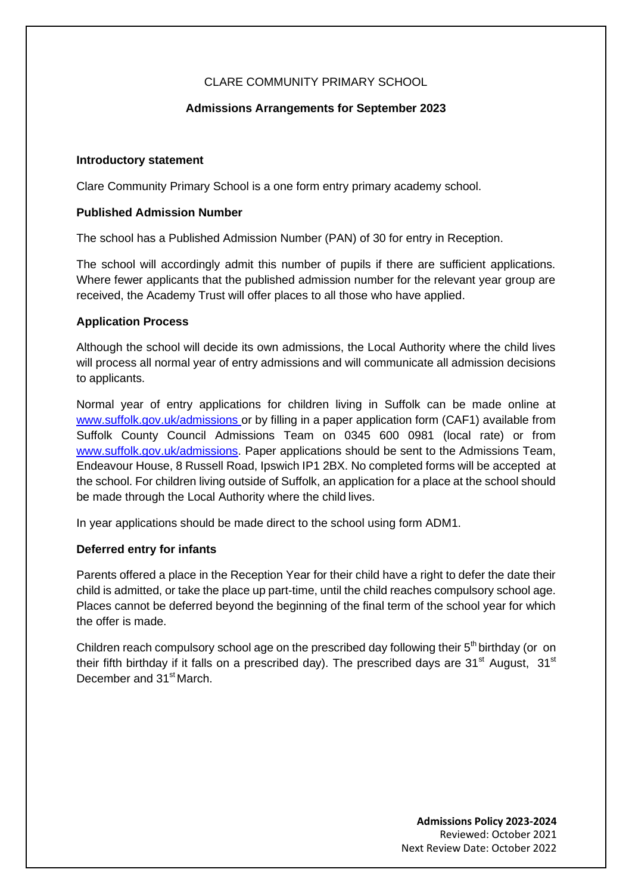CLARE COMMUNITY PRIMARY SCHOOL

**Admissions Arrangements for September 2023**

**Introductory statement**

Clare Community Primary School is a one form entry primary academy school.

**Published Admission Number**

The school has a Published Admission Number (PAN) of 30 for entry in Reception.

The school will accordingly admit this number of pupils if there are sufficient applications. Where fewer applicants that the published admission number for the relevant year group are received, the Academy Trust will offer places to all those who have applied.

**Application Process**

Although the school will decide its own admissions, the Local Authority where the child lives will process all normal year of entry admissions and will communicate all admission decisions to applicants.

Normal year of entry applications for children living in Suffolk can be made online at www.suffolk.gov.uk/admissions or by filling in a paper application form (CAF1) available from Suffolk County Council Admissions Team on 0345 600 0981 (local rate) or from www.suffolk.gov.uk/admissions. Paper applications should be sent to the Admissions Team, Endeavour House, 8 Russell Road, Ipswich IP1 2BX. No completed forms will be accepted at the school. For children living outside of Suffolk, an application for a place at the school should be made through the Local Authority where the child lives.

In year applications should be made direct to the school using form ADM1.

**Deferred entry for infants**

Parents offered a place in the Reception Year for their child have a right to defer the date their child is admitted, or take the place up part-time, until the child reaches compulsory school age. Places cannot be deferred beyond the beginning of the final term of the school year for which the offer is made.

Children reach compulsory school age on the prescribed day following their 5th birthday (or on their fifth birthday if it falls on a prescribed day). The prescribed days are 31st August, 31st December and 31st March.

**Admissions Policy 2023-2024**
Reviewed: October 2021
Next Review Date: October 2022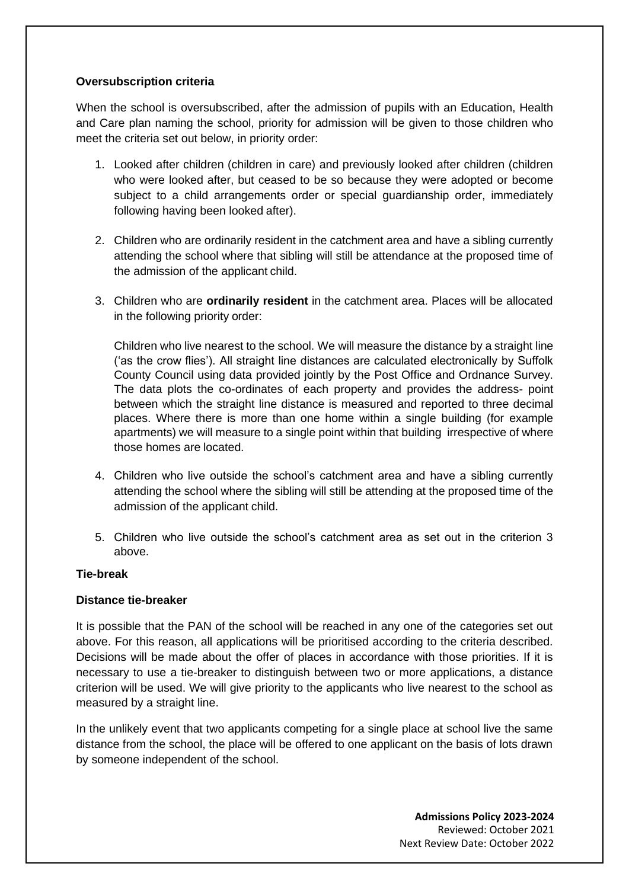**Oversubscription criteria**

When the school is oversubscribed, after the admission of pupils with an Education, Health and Care plan naming the school, priority for admission will be given to those children who meet the criteria set out below, in priority order:

1. Looked after children (children in care) and previously looked after children (children who were looked after, but ceased to be so because they were adopted or become subject to a child arrangements order or special guardianship order, immediately following having been looked after).

2. Children who are ordinarily resident in the catchment area and have a sibling currently attending the school where that sibling will still be attendance at the proposed time of the admission of the applicant child.

3. Children who are **ordinarily resident** in the catchment area. Places will be allocated in the following priority order:

   Children who live nearest to the school. We will measure the distance by a straight line ('as the crow flies'). All straight line distances are calculated electronically by Suffolk County Council using data provided jointly by the Post Office and Ordnance Survey. The data plots the co-ordinates of each property and provides the address- point between which the straight line distance is measured and reported to three decimal places. Where there is more than one home within a single building (for example apartments) we will measure to a single point within that building irrespective of where those homes are located.

4. Children who live outside the school's catchment area and have a sibling currently attending the school where the sibling will still be attending at the proposed time of the admission of the applicant child.

5. Children who live outside the school's catchment area as set out in the criterion 3 above.

**Tie-break**

**Distance tie-breaker**

It is possible that the PAN of the school will be reached in any one of the categories set out above. For this reason, all applications will be prioritised according to the criteria described. Decisions will be made about the offer of places in accordance with those priorities. If it is necessary to use a tie-breaker to distinguish between two or more applications, a distance criterion will be used. We will give priority to the applicants who live nearest to the school as measured by a straight line.

In the unlikely event that two applicants competing for a single place at school live the same distance from the school, the place will be offered to one applicant on the basis of lots drawn by someone independent of the school.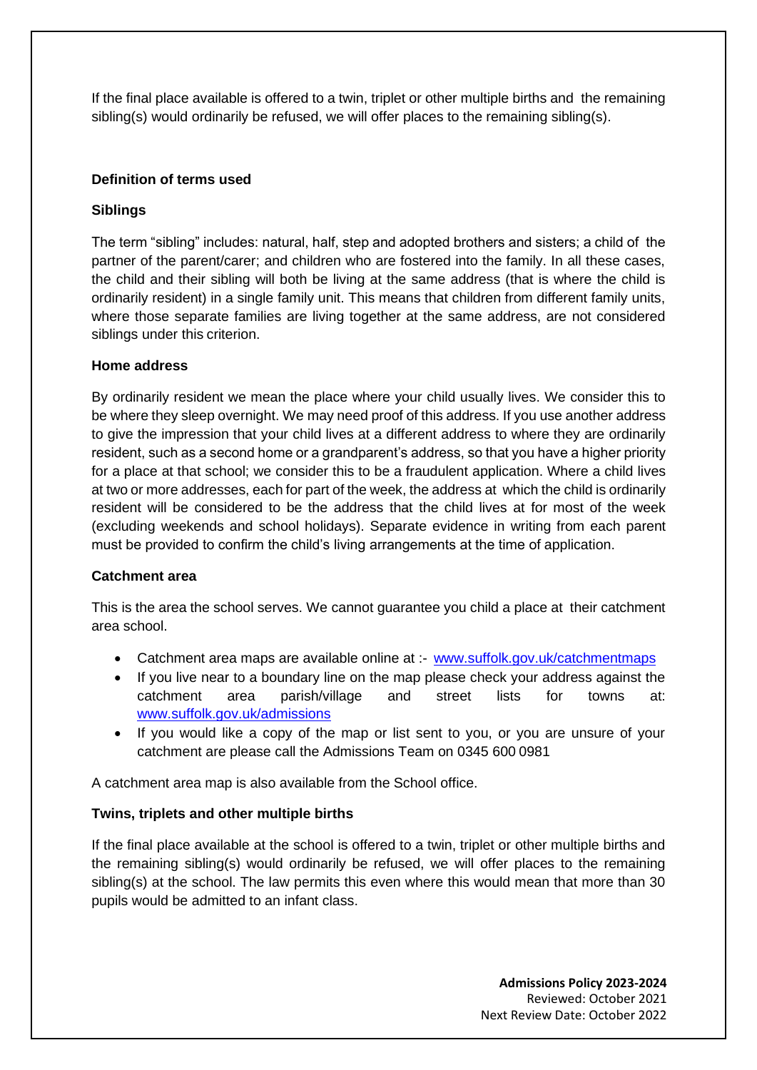If the final place available is offered to a twin, triplet or other multiple births and the remaining sibling(s) would ordinarily be refused, we will offer places to the remaining sibling(s).

**Definition of terms used**

**Siblings**

The term "sibling" includes: natural, half, step and adopted brothers and sisters; a child of the partner of the parent/carer; and children who are fostered into the family. In all these cases, the child and their sibling will both be living at the same address (that is where the child is ordinarily resident) in a single family unit. This means that children from different family units, where those separate families are living together at the same address, are not considered siblings under this criterion.

**Home address**

By ordinarily resident we mean the place where your child usually lives. We consider this to be where they sleep overnight. We may need proof of this address. If you use another address to give the impression that your child lives at a different address to where they are ordinarily resident, such as a second home or a grandparent's address, so that you have a higher priority for a place at that school; we consider this to be a fraudulent application. Where a child lives at two or more addresses, each for part of the week, the address at which the child is ordinarily resident will be considered to be the address that the child lives at for most of the week (excluding weekends and school holidays). Separate evidence in writing from each parent must be provided to confirm the child's living arrangements at the time of application.

**Catchment area**

This is the area the school serves. We cannot guarantee you child a place at their catchment area school.

- Catchment area maps are available online at :- www.suffolk.gov.uk/catchmentmaps
- If you live near to a boundary line on the map please check your address against the catchment area parish/village and street lists for towns at: www.suffolk.gov.uk/admissions
- If you would like a copy of the map or list sent to you, or you are unsure of your catchment are please call the Admissions Team on 0345 600 0981

A catchment area map is also available from the School office.

**Twins, triplets and other multiple births**

If the final place available at the school is offered to a twin, triplet or other multiple births and the remaining sibling(s) would ordinarily be refused, we will offer places to the remaining sibling(s) at the school. The law permits this even where this would mean that more than 30 pupils would be admitted to an infant class.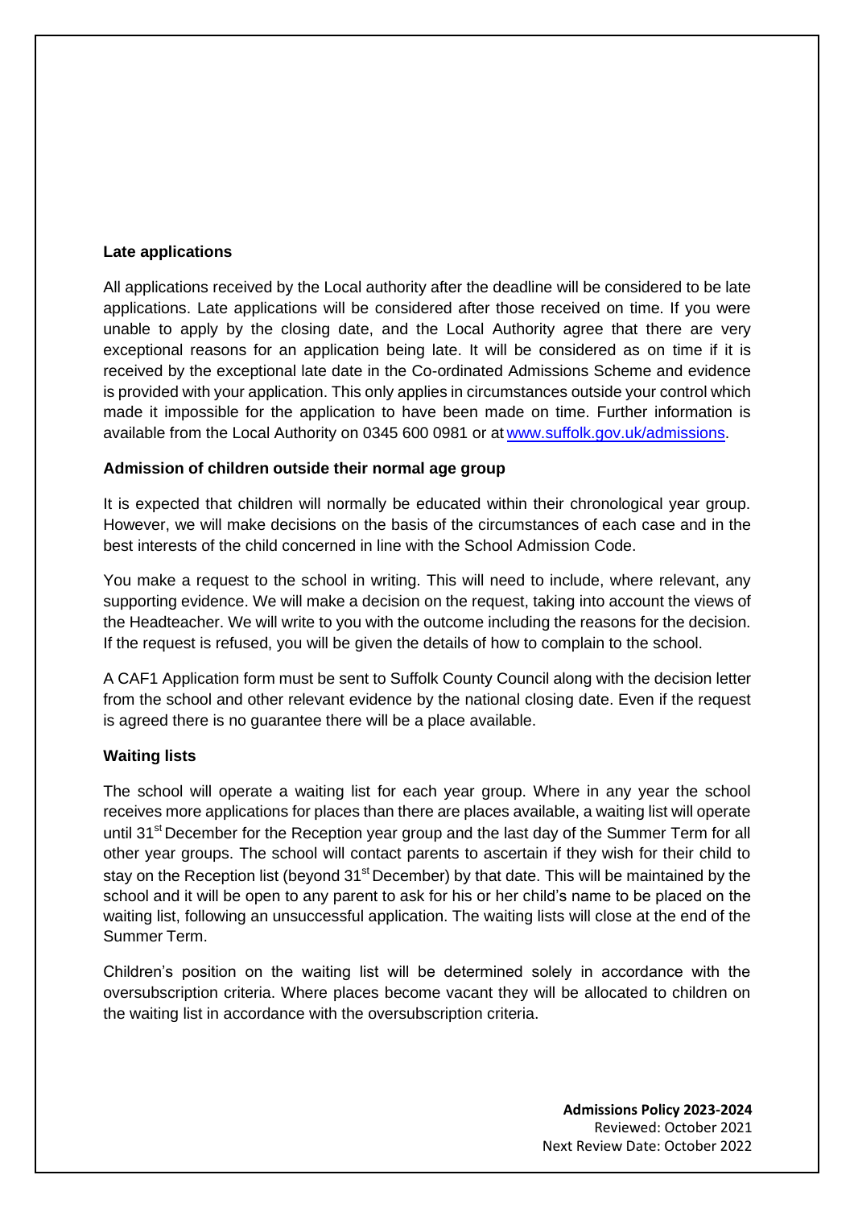**Late applications**

All applications received by the Local authority after the deadline will be considered to be late applications. Late applications will be considered after those received on time. If you were unable to apply by the closing date, and the Local Authority agree that there are very exceptional reasons for an application being late. It will be considered as on time if it is received by the exceptional late date in the Co-ordinated Admissions Scheme and evidence is provided with your application. This only applies in circumstances outside your control which made it impossible for the application to have been made on time. Further information is available from the Local Authority on 0345 600 0981 or at [www.suffolk.gov.uk/admissions](www.suffolk.gov.uk/admissions).

**Admission of children outside their normal age group**

It is expected that children will normally be educated within their chronological year group. However, we will make decisions on the basis of the circumstances of each case and in the best interests of the child concerned in line with the School Admission Code.

You make a request to the school in writing. This will need to include, where relevant, any supporting evidence. We will make a decision on the request, taking into account the views of the Headteacher. We will write to you with the outcome including the reasons for the decision. If the request is refused, you will be given the details of how to complain to the school.

A CAF1 Application form must be sent to Suffolk County Council along with the decision letter from the school and other relevant evidence by the national closing date. Even if the request is agreed there is no guarantee there will be a place available.

**Waiting lists**

The school will operate a waiting list for each year group. Where in any year the school receives more applications for places than there are places available, a waiting list will operate until 31st December for the Reception year group and the last day of the Summer Term for all other year groups. The school will contact parents to ascertain if they wish for their child to stay on the Reception list (beyond 31st December) by that date. This will be maintained by the school and it will be open to any parent to ask for his or her child's name to be placed on the waiting list, following an unsuccessful application. The waiting lists will close at the end of the Summer Term.

Children's position on the waiting list will be determined solely in accordance with the oversubscription criteria. Where places become vacant they will be allocated to children on the waiting list in accordance with the oversubscription criteria.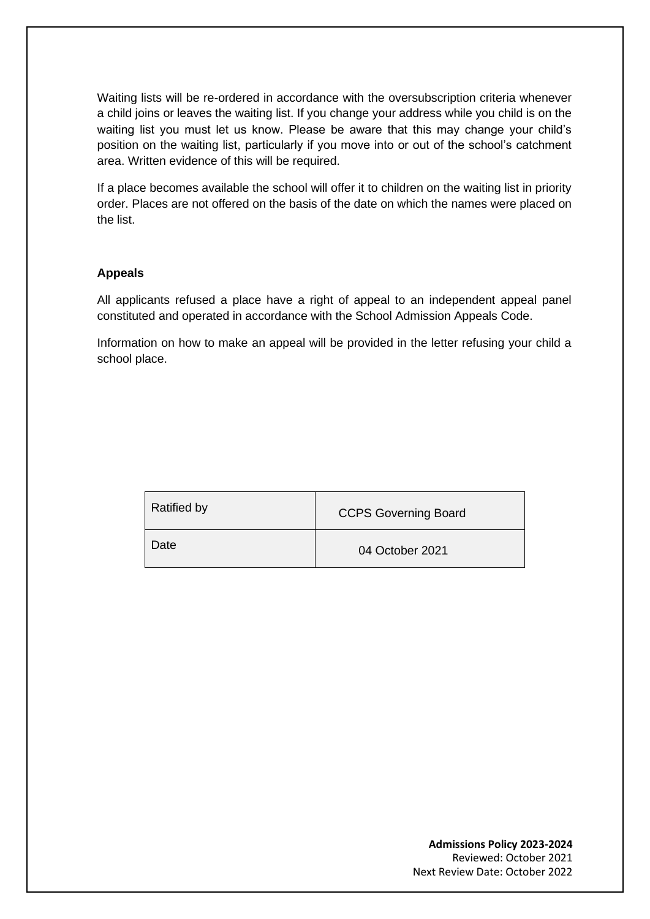Waiting lists will be re-ordered in accordance with the oversubscription criteria whenever a child joins or leaves the waiting list. If you change your address while you child is on the waiting list you must let us know. Please be aware that this may change your child's position on the waiting list, particularly if you move into or out of the school's catchment area. Written evidence of this will be required.

If a place becomes available the school will offer it to children on the waiting list in priority order. Places are not offered on the basis of the date on which the names were placed on the list.

**Appeals**

All applicants refused a place have a right of appeal to an independent appeal panel constituted and operated in accordance with the School Admission Appeals Code.

Information on how to make an appeal will be provided in the letter refusing your child a school place.

| | |
|---|---|
| Ratified by | CCPS Governing Board |
| Date | 04 October 2021 |

**Admissions Policy 2023-2024**
Reviewed: October 2021
Next Review Date: October 2022